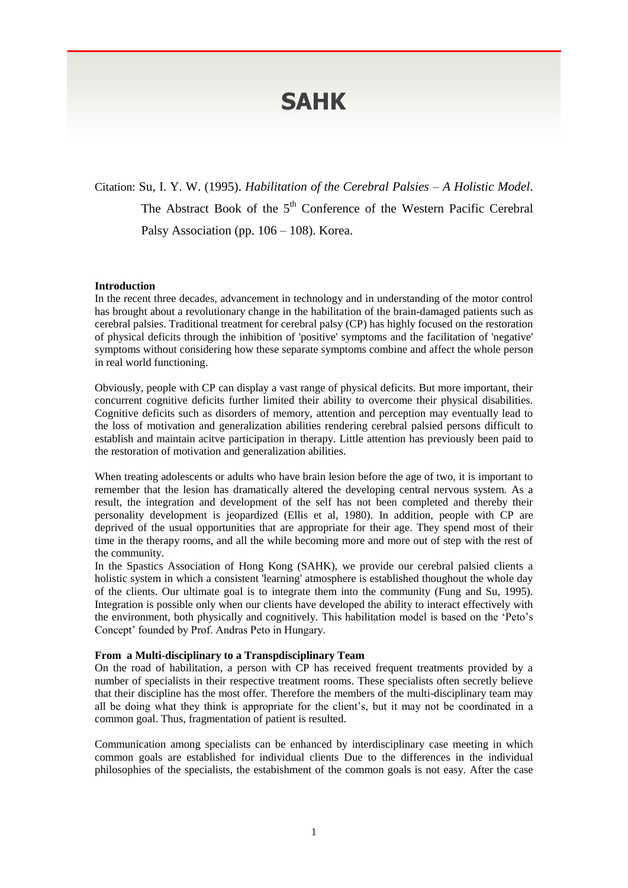# SAHK

Citation: Su, I. Y. W. (1995). *Habilitation of the Cerebral Palsies – A Holistic Model*. The Abstract Book of the 5th Conference of the Western Pacific Cerebral Palsy Association (pp. 106 – 108). Korea.

**Introduction**

In the recent three decades, advancement in technology and in understanding of the motor control has brought about a revolutionary change in the habilitation of the brain-damaged patients such as cerebral palsies. Traditional treatment for cerebral palsy (CP) has highly focused on the restoration of physical deficits through the inhibition of 'positive' symptoms and the facilitation of 'negative' symptoms without considering how these separate symptoms combine and affect the whole person in real world functioning.

Obviously, people with CP can display a vast range of physical deficits. But more important, their concurrent cognitive deficits further limited their ability to overcome their physical disabilities. Cognitive deficits such as disorders of memory, attention and perception may eventually lead to the loss of motivation and generalization abilities rendering cerebral palsied persons difficult to establish and maintain acitve participation in therapy. Little attention has previously been paid to the restoration of motivation and generalization abilities.

When treating adolescents or adults who have brain lesion before the age of two, it is important to remember that the lesion has dramatically altered the developing central nervous system. As a result, the integration and development of the self has not been completed and thereby their personality development is jeopardized (Ellis et al, 1980). In addition, people with CP are deprived of the usual opportunities that are appropriate for their age. They spend most of their time in the therapy rooms, and all the while becoming more and more out of step with the rest of the community.

In the Spastics Association of Hong Kong (SAHK), we provide our cerebral palsied clients a holistic system in which a consistent 'learning' atmosphere is established thoughout the whole day of the clients. Our ultimate goal is to integrate them into the community (Fung and Su, 1995). Integration is possible only when our clients have developed the ability to interact effectively with the environment, both physically and cognitively. This habilitation model is based on the 'Peto's Concept' founded by Prof. Andras Peto in Hungary.

**From a Multi-disciplinary to a Transpdisciplinary Team**

On the road of habilitation, a person with CP has received frequent treatments provided by a number of specialists in their respective treatment rooms. These specialists often secretly believe that their discipline has the most offer. Therefore the members of the multi-disciplinary team may all be doing what they think is appropriate for the client's, but it may not be coordinated in a common goal. Thus, fragmentation of patient is resulted.

Communication among specialists can be enhanced by interdisciplinary case meeting in which common goals are established for individual clients Due to the differences in the individual philosophies of the specialists, the estabishment of the common goals is not easy. After the case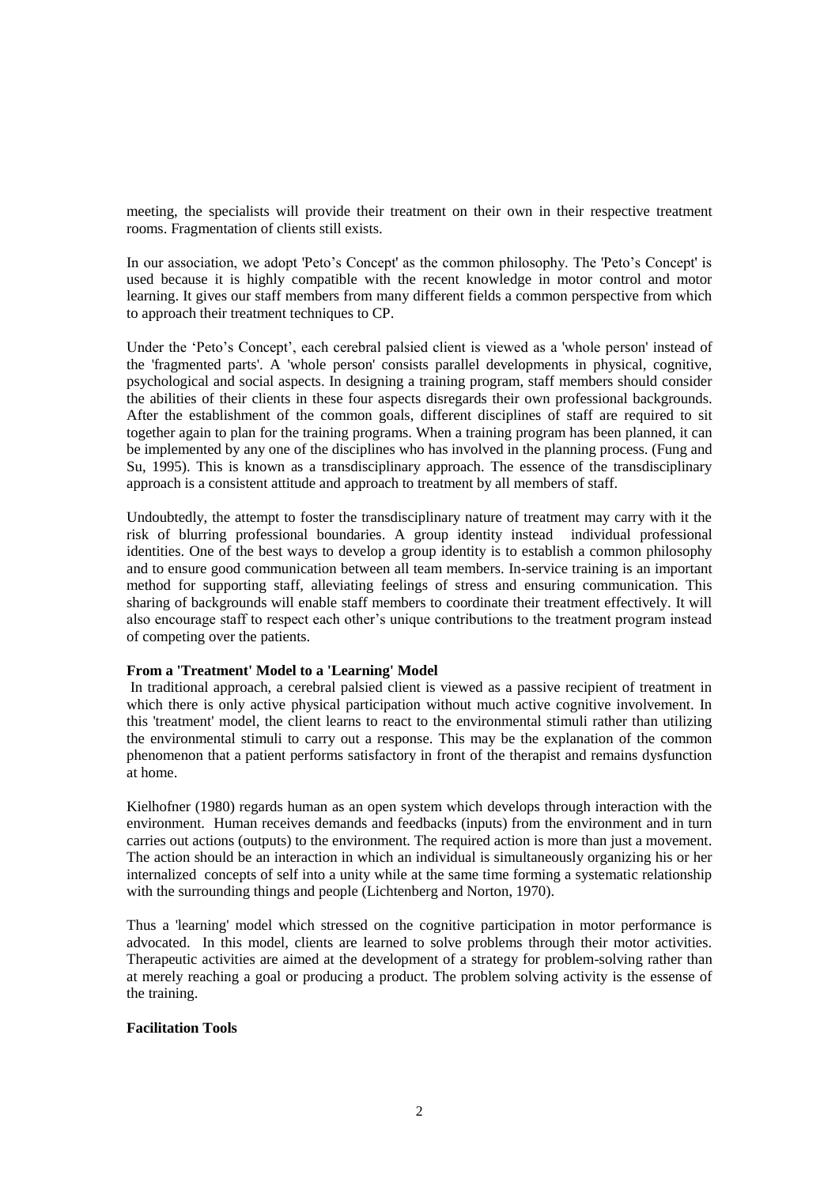meeting, the specialists will provide their treatment on their own in their respective treatment rooms. Fragmentation of clients still exists.

In our association, we adopt 'Peto's Concept' as the common philosophy. The 'Peto's Concept' is used because it is highly compatible with the recent knowledge in motor control and motor learning. It gives our staff members from many different fields a common perspective from which to approach their treatment techniques to CP.

Under the 'Peto's Concept', each cerebral palsied client is viewed as a 'whole person' instead of the 'fragmented parts'. A 'whole person' consists parallel developments in physical, cognitive, psychological and social aspects. In designing a training program, staff members should consider the abilities of their clients in these four aspects disregards their own professional backgrounds. After the establishment of the common goals, different disciplines of staff are required to sit together again to plan for the training programs. When a training program has been planned, it can be implemented by any one of the disciplines who has involved in the planning process. (Fung and Su, 1995). This is known as a transdisciplinary approach. The essence of the transdisciplinary approach is a consistent attitude and approach to treatment by all members of staff.

Undoubtedly, the attempt to foster the transdisciplinary nature of treatment may carry with it the risk of blurring professional boundaries. A group identity instead individual professional identities. One of the best ways to develop a group identity is to establish a common philosophy and to ensure good communication between all team members. In-service training is an important method for supporting staff, alleviating feelings of stress and ensuring communication. This sharing of backgrounds will enable staff members to coordinate their treatment effectively. It will also encourage staff to respect each other's unique contributions to the treatment program instead of competing over the patients.

**From a 'Treatment' Model to a 'Learning' Model**

In traditional approach, a cerebral palsied client is viewed as a passive recipient of treatment in which there is only active physical participation without much active cognitive involvement. In this 'treatment' model, the client learns to react to the environmental stimuli rather than utilizing the environmental stimuli to carry out a response. This may be the explanation of the common phenomenon that a patient performs satisfactory in front of the therapist and remains dysfunction at home.

Kielhofner (1980) regards human as an open system which develops through interaction with the environment. Human receives demands and feedbacks (inputs) from the environment and in turn carries out actions (outputs) to the environment. The required action is more than just a movement. The action should be an interaction in which an individual is simultaneously organizing his or her internalized concepts of self into a unity while at the same time forming a systematic relationship with the surrounding things and people (Lichtenberg and Norton, 1970).

Thus a 'learning' model which stressed on the cognitive participation in motor performance is advocated. In this model, clients are learned to solve problems through their motor activities. Therapeutic activities are aimed at the development of a strategy for problem-solving rather than at merely reaching a goal or producing a product. The problem solving activity is the essense of the training.

**Facilitation Tools**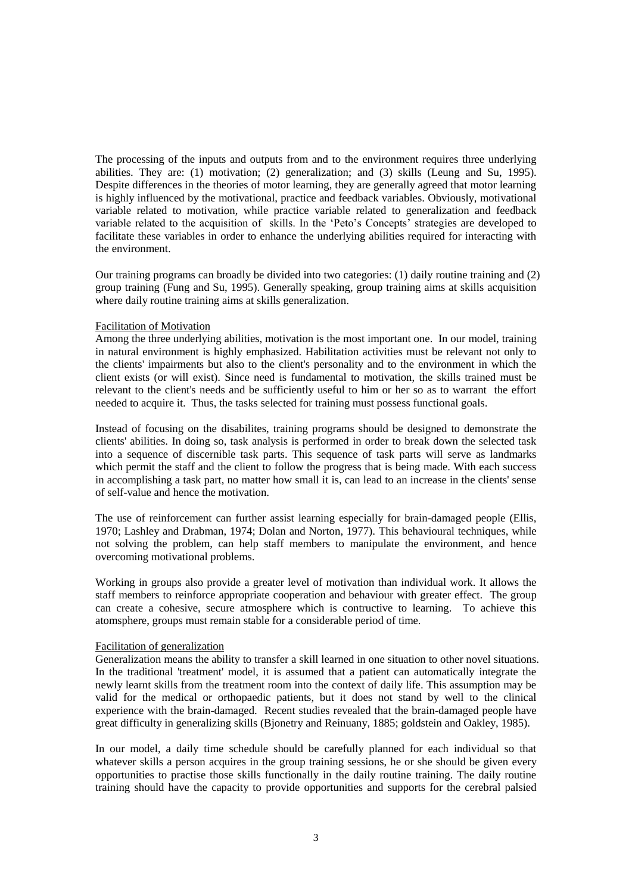The processing of the inputs and outputs from and to the environment requires three underlying abilities. They are: (1) motivation; (2) generalization; and (3) skills (Leung and Su, 1995). Despite differences in the theories of motor learning, they are generally agreed that motor learning is highly influenced by the motivational, practice and feedback variables. Obviously, motivational variable related to motivation, while practice variable related to generalization and feedback variable related to the acquisition of skills. In the 'Peto's Concepts' strategies are developed to facilitate these variables in order to enhance the underlying abilities required for interacting with the environment.

Our training programs can broadly be divided into two categories: (1) daily routine training and (2) group training (Fung and Su, 1995). Generally speaking, group training aims at skills acquisition where daily routine training aims at skills generalization.

Facilitation of Motivation

Among the three underlying abilities, motivation is the most important one. In our model, training in natural environment is highly emphasized. Habilitation activities must be relevant not only to the clients' impairments but also to the client's personality and to the environment in which the client exists (or will exist). Since need is fundamental to motivation, the skills trained must be relevant to the client's needs and be sufficiently useful to him or her so as to warrant the effort needed to acquire it. Thus, the tasks selected for training must possess functional goals.

Instead of focusing on the disabilites, training programs should be designed to demonstrate the clients' abilities. In doing so, task analysis is performed in order to break down the selected task into a sequence of discernible task parts. This sequence of task parts will serve as landmarks which permit the staff and the client to follow the progress that is being made. With each success in accomplishing a task part, no matter how small it is, can lead to an increase in the clients' sense of self-value and hence the motivation.

The use of reinforcement can further assist learning especially for brain-damaged people (Ellis, 1970; Lashley and Drabman, 1974; Dolan and Norton, 1977). This behavioural techniques, while not solving the problem, can help staff members to manipulate the environment, and hence overcoming motivational problems.

Working in groups also provide a greater level of motivation than individual work. It allows the staff members to reinforce appropriate cooperation and behaviour with greater effect. The group can create a cohesive, secure atmosphere which is contructive to learning. To achieve this atomsphere, groups must remain stable for a considerable period of time.

Facilitation of generalization

Generalization means the ability to transfer a skill learned in one situation to other novel situations. In the traditional 'treatment' model, it is assumed that a patient can automatically integrate the newly learnt skills from the treatment room into the context of daily life. This assumption may be valid for the medical or orthopaedic patients, but it does not stand by well to the clinical experience with the brain-damaged. Recent studies revealed that the brain-damaged people have great difficulty in generalizing skills (Bjonetry and Reinuany, 1885; goldstein and Oakley, 1985).

In our model, a daily time schedule should be carefully planned for each individual so that whatever skills a person acquires in the group training sessions, he or she should be given every opportunities to practise those skills functionally in the daily routine training. The daily routine training should have the capacity to provide opportunities and supports for the cerebral palsied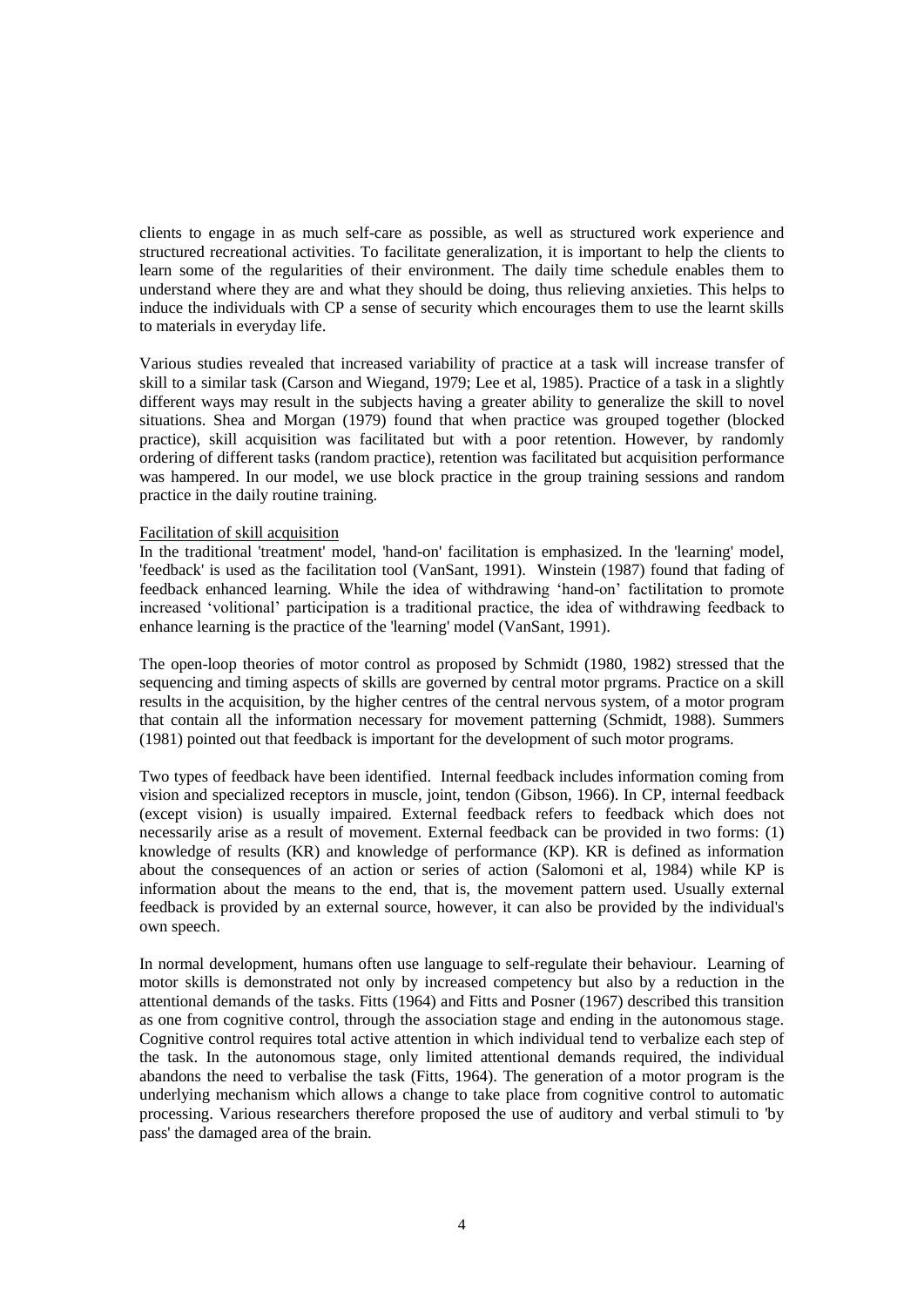clients to engage in as much self-care as possible, as well as structured work experience and structured recreational activities. To facilitate generalization, it is important to help the clients to learn some of the regularities of their environment. The daily time schedule enables them to understand where they are and what they should be doing, thus relieving anxieties. This helps to induce the individuals with CP a sense of security which encourages them to use the learnt skills to materials in everyday life.

Various studies revealed that increased variability of practice at a task will increase transfer of skill to a similar task (Carson and Wiegand, 1979; Lee et al, 1985). Practice of a task in a slightly different ways may result in the subjects having a greater ability to generalize the skill to novel situations. Shea and Morgan (1979) found that when practice was grouped together (blocked practice), skill acquisition was facilitated but with a poor retention. However, by randomly ordering of different tasks (random practice), retention was facilitated but acquisition performance was hampered. In our model, we use block practice in the group training sessions and random practice in the daily routine training.

Facilitation of skill acquisition

In the traditional 'treatment' model, 'hand-on' facilitation is emphasized. In the 'learning' model, 'feedback' is used as the facilitation tool (VanSant, 1991). Winstein (1987) found that fading of feedback enhanced learning. While the idea of withdrawing 'hand-on' factilitation to promote increased 'volitional' participation is a traditional practice, the idea of withdrawing feedback to enhance learning is the practice of the 'learning' model (VanSant, 1991).

The open-loop theories of motor control as proposed by Schmidt (1980, 1982) stressed that the sequencing and timing aspects of skills are governed by central motor prgrams. Practice on a skill results in the acquisition, by the higher centres of the central nervous system, of a motor program that contain all the information necessary for movement patterning (Schmidt, 1988). Summers (1981) pointed out that feedback is important for the development of such motor programs.

Two types of feedback have been identified. Internal feedback includes information coming from vision and specialized receptors in muscle, joint, tendon (Gibson, 1966). In CP, internal feedback (except vision) is usually impaired. External feedback refers to feedback which does not necessarily arise as a result of movement. External feedback can be provided in two forms: (1) knowledge of results (KR) and knowledge of performance (KP). KR is defined as information about the consequences of an action or series of action (Salomoni et al, 1984) while KP is information about the means to the end, that is, the movement pattern used. Usually external feedback is provided by an external source, however, it can also be provided by the individual's own speech.

In normal development, humans often use language to self-regulate their behaviour. Learning of motor skills is demonstrated not only by increased competency but also by a reduction in the attentional demands of the tasks. Fitts (1964) and Fitts and Posner (1967) described this transition as one from cognitive control, through the association stage and ending in the autonomous stage. Cognitive control requires total active attention in which individual tend to verbalize each step of the task. In the autonomous stage, only limited attentional demands required, the individual abandons the need to verbalise the task (Fitts, 1964). The generation of a motor program is the underlying mechanism which allows a change to take place from cognitive control to automatic processing. Various researchers therefore proposed the use of auditory and verbal stimuli to 'by pass' the damaged area of the brain.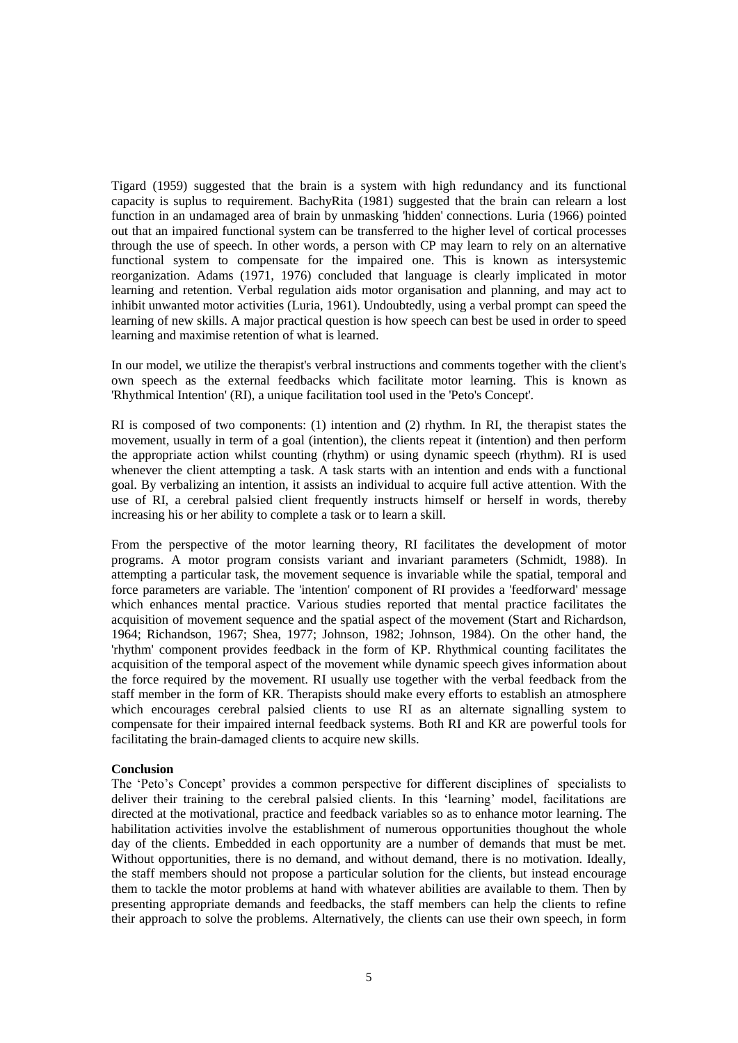Tigard (1959) suggested that the brain is a system with high redundancy and its functional capacity is suplus to requirement. BachyRita (1981) suggested that the brain can relearn a lost function in an undamaged area of brain by unmasking 'hidden' connections. Luria (1966) pointed out that an impaired functional system can be transferred to the higher level of cortical processes through the use of speech. In other words, a person with CP may learn to rely on an alternative functional system to compensate for the impaired one. This is known as intersystemic reorganization. Adams (1971, 1976) concluded that language is clearly implicated in motor learning and retention. Verbal regulation aids motor organisation and planning, and may act to inhibit unwanted motor activities (Luria, 1961). Undoubtedly, using a verbal prompt can speed the learning of new skills. A major practical question is how speech can best be used in order to speed learning and maximise retention of what is learned.

In our model, we utilize the therapist's verbal instructions and comments together with the client's own speech as the external feedbacks which facilitate motor learning. This is known as 'Rhythmical Intention' (RI), a unique facilitation tool used in the 'Peto's Concept'.

RI is composed of two components: (1) intention and (2) rhythm. In RI, the therapist states the movement, usually in term of a goal (intention), the clients repeat it (intention) and then perform the appropriate action whilst counting (rhythm) or using dynamic speech (rhythm). RI is used whenever the client attempting a task. A task starts with an intention and ends with a functional goal. By verbalizing an intention, it assists an individual to acquire full active attention. With the use of RI, a cerebral palsied client frequently instructs himself or herself in words, thereby increasing his or her ability to complete a task or to learn a skill.

From the perspective of the motor learning theory, RI facilitates the development of motor programs. A motor program consists variant and invariant parameters (Schmidt, 1988). In attempting a particular task, the movement sequence is invariable while the spatial, temporal and force parameters are variable. The 'intention' component of RI provides a 'feedforward' message which enhances mental practice. Various studies reported that mental practice facilitates the acquisition of movement sequence and the spatial aspect of the movement (Start and Richardson, 1964; Richandson, 1967; Shea, 1977; Johnson, 1982; Johnson, 1984). On the other hand, the 'rhythm' component provides feedback in the form of KP. Rhythmical counting facilitates the acquisition of the temporal aspect of the movement while dynamic speech gives information about the force required by the movement. RI usually use together with the verbal feedback from the staff member in the form of KR. Therapists should make every efforts to establish an atmosphere which encourages cerebral palsied clients to use RI as an alternate signalling system to compensate for their impaired internal feedback systems. Both RI and KR are powerful tools for facilitating the brain-damaged clients to acquire new skills.

**Conclusion**

The 'Peto's Concept' provides a common perspective for different disciplines of specialists to deliver their training to the cerebral palsied clients. In this 'learning' model, facilitations are directed at the motivational, practice and feedback variables so as to enhance motor learning. The habilitation activities involve the establishment of numerous opportunities thoughout the whole day of the clients. Embedded in each opportunity are a number of demands that must be met. Without opportunities, there is no demand, and without demand, there is no motivation. Ideally, the staff members should not propose a particular solution for the clients, but instead encourage them to tackle the motor problems at hand with whatever abilities are available to them. Then by presenting appropriate demands and feedbacks, the staff members can help the clients to refine their approach to solve the problems. Alternatively, the clients can use their own speech, in form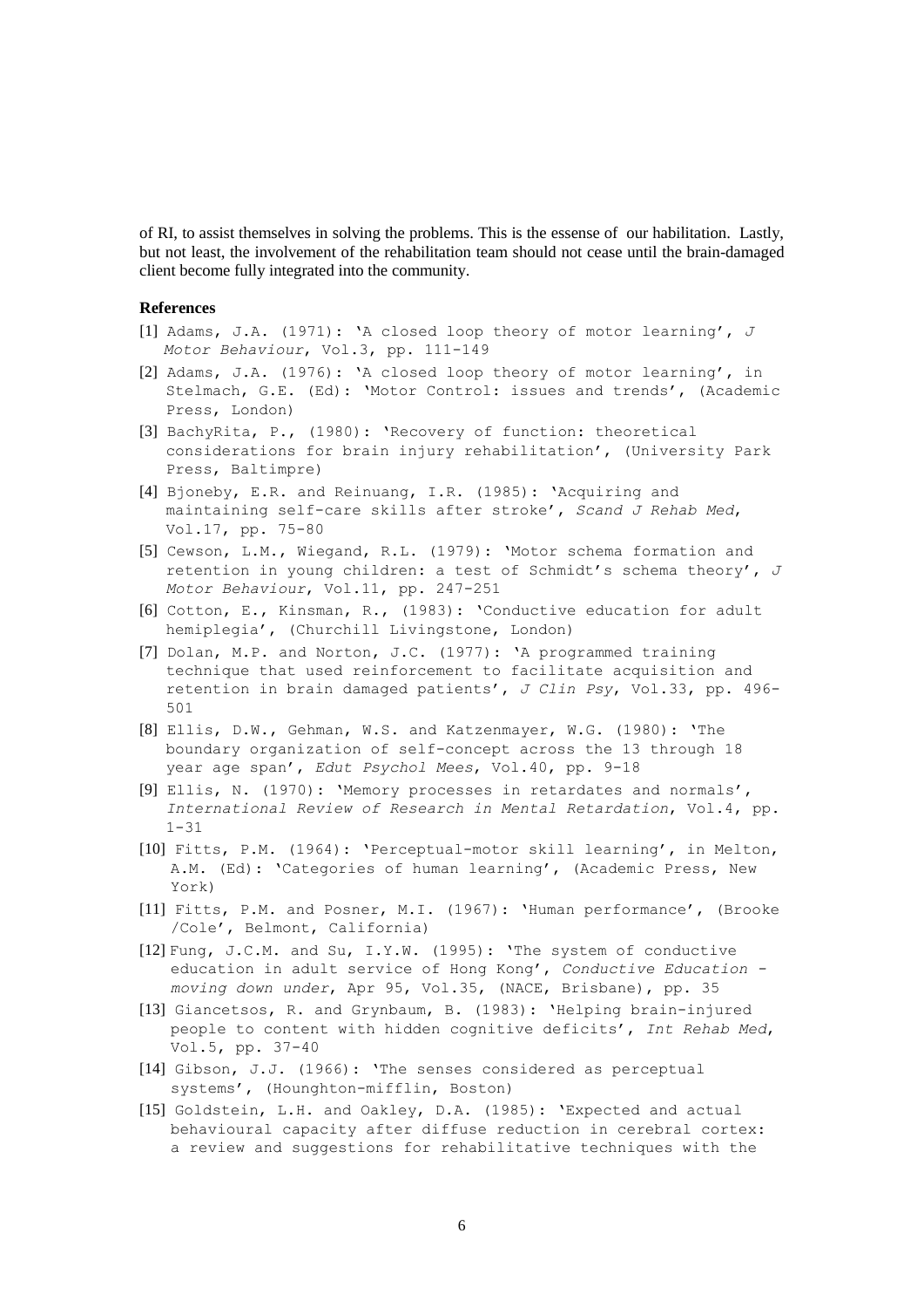of RI, to assist themselves in solving the problems. This is the essense of our habilitation. Lastly, but not least, the involvement of the rehabilitation team should not cease until the brain-damaged client become fully integrated into the community.

**References**

[1] Adams, J.A. (1971): 'A closed loop theory of motor learning', *J Motor Behaviour*, Vol.3, pp. 111-149

[2] Adams, J.A. (1976): 'A closed loop theory of motor learning', in Stelmach, G.E. (Ed): 'Motor Control: issues and trends', (Academic Press, London)

[3] BachyRita, P., (1980): 'Recovery of function: theoretical considerations for brain injury rehabilitation', (University Park Press, Baltimpre)

[4] Bjoneby, E.R. and Reinuang, I.R. (1985): 'Acquiring and maintaining self-care skills after stroke', *Scand J Rehab Med*, Vol.17, pp. 75-80

[5] Cewson, L.M., Wiegand, R.L. (1979): 'Motor schema formation and retention in young children: a test of Schmidt's schema theory', *J Motor Behaviour*, Vol.11, pp. 247-251

[6] Cotton, E., Kinsman, R., (1983): 'Conductive education for adult hemiplegia', (Churchill Livingstone, London)

[7] Dolan, M.P. and Norton, J.C. (1977): 'A programmed training technique that used reinforcement to facilitate acquisition and retention in brain damaged patients', *J Clin Psy*, Vol.33, pp. 496-501

[8] Ellis, D.W., Gehman, W.S. and Katzenmayer, W.G. (1980): 'The boundary organization of self-concept across the 13 through 18 year age span', *Edut Psychol Mees*, Vol.40, pp. 9-18

[9] Ellis, N. (1970): 'Memory processes in retardates and normals', *International Review of Research in Mental Retardation*, Vol.4, pp. 1-31

[10] Fitts, P.M. (1964): 'Perceptual-motor skill learning', in Melton, A.M. (Ed): 'Categories of human learning', (Academic Press, New York)

[11] Fitts, P.M. and Posner, M.I. (1967): 'Human performance', (Brooke /Cole', Belmont, California)

[12] Fung, J.C.M. and Su, I.Y.W. (1995): 'The system of conductive education in adult service of Hong Kong', *Conductive Education - moving down under*, Apr 95, Vol.35, (NACE, Brisbane), pp. 35

[13] Giancetsos, R. and Grynbaum, B. (1983): 'Helping brain-injured people to content with hidden cognitive deficits', *Int Rehab Med*, Vol.5, pp. 37-40

[14] Gibson, J.J. (1966): 'The senses considered as perceptual systems', (Hounghton-mifflin, Boston)

[15] Goldstein, L.H. and Oakley, D.A. (1985): 'Expected and actual behavioural capacity after diffuse reduction in cerebral cortex: a review and suggestions for rehabilitative techniques with the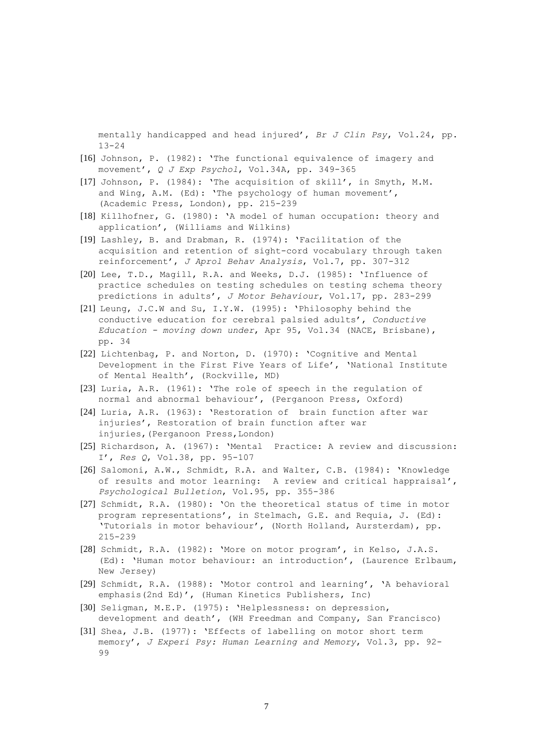mentally handicapped and head injured', *Br J Clin Psy*, Vol.24, pp. 13-24

[16] Johnson, P. (1982): 'The functional equivalence of imagery and movement', *Q J Exp Psychol*, Vol.34A, pp. 349-365

[17] Johnson, P. (1984): 'The acquisition of skill', in Smyth, M.M. and Wing, A.M. (Ed): 'The psychology of human movement', (Academic Press, London), pp. 215-239

[18] Killhofner, G. (1980): 'A model of human occupation: theory and application', (Williams and Wilkins)

[19] Lashley, B. and Drabman, R. (1974): 'Facilitation of the acquisition and retention of sight-cord vocabulary through taken reinforcement', *J Aprol Behav Analysis*, Vol.7, pp. 307-312

[20] Lee, T.D., Magill, R.A. and Weeks, D.J. (1985): 'Influence of practice schedules on testing schedules on testing schema theory predictions in adults', *J Motor Behaviour*, Vol.17, pp. 283-299

[21] Leung, J.C.W and Su, I.Y.W. (1995): 'Philosophy behind the conductive education for cerebral palsied adults', *Conductive Education - moving down under*, Apr 95, Vol.34 (NACE, Brisbane), pp. 34

[22] Lichtenbag, P. and Norton, D. (1970): 'Cognitive and Mental Development in the First Five Years of Life', 'National Institute of Mental Health', (Rockville, MD)

[23] Luria, A.R. (1961): 'The role of speech in the regulation of normal and abnormal behaviour', (Perganoon Press, Oxford)

[24] Luria, A.R. (1963): 'Restoration of brain function after war injuries', Restoration of brain function after war injuries,(Perganoon Press,London)

[25] Richardson, A. (1967): 'Mental Practice: A review and discussion: I', *Res Q*, Vol.38, pp. 95-107

[26] Salomoni, A.W., Schmidt, R.A. and Walter, C.B. (1984): 'Knowledge of results and motor learning: A review and critical happraisal', *Psychological Bulletion*, Vol.95, pp. 355-386

[27] Schmidt, R.A. (1980): 'On the theoretical status of time in motor program representations', in Stelmach, G.E. and Requia, J. (Ed): 'Tutorials in motor behaviour', (North Holland, Aursterdam), pp. 215-239

[28] Schmidt, R.A. (1982): 'More on motor program', in Kelso, J.A.S. (Ed): 'Human motor behaviour: an introduction', (Laurence Erlbaum, New Jersey)

[29] Schmidt, R.A. (1988): 'Motor control and learning', 'A behavioral emphasis(2nd Ed)', (Human Kinetics Publishers, Inc)

[30] Seligman, M.E.P. (1975): 'Helplessness: on depression, development and death', (WH Freedman and Company, San Francisco)

[31] Shea, J.B. (1977): 'Effects of labelling on motor short term memory', *J Experi Psy: Human Learning and Memory*, Vol.3, pp. 92-99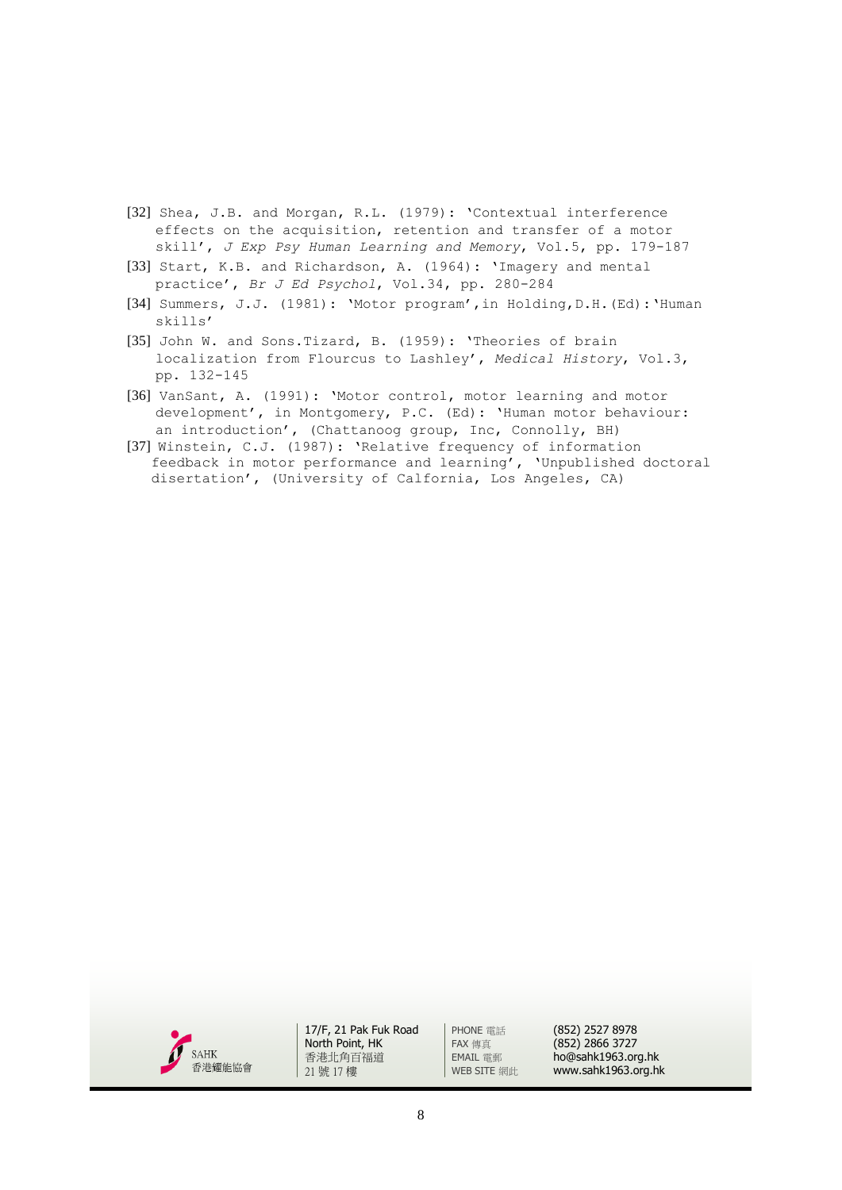[32] Shea, J.B. and Morgan, R.L. (1979): 'Contextual interference effects on the acquisition, retention and transfer of a motor skill', *J Exp Psy Human Learning and Memory*, Vol.5, pp. 179-187

[33] Start, K.B. and Richardson, A. (1964): 'Imagery and mental practice', *Br J Ed Psychol*, Vol.34, pp. 280-284

[34] Summers, J.J. (1981): 'Motor program',in Holding,D.H.(Ed):'Human skills'

[35] John W. and Sons.Tizard, B. (1959): 'Theories of brain localization from Flourcus to Lashley', *Medical History*, Vol.3, pp. 132-145

[36] VanSant, A. (1991): 'Motor control, motor learning and motor development', in Montgomery, P.C. (Ed): 'Human motor behaviour: an introduction', (Chattanoog group, Inc, Connolly, BH)

[37] Winstein, C.J. (1987): 'Relative frequency of information feedback in motor performance and learning', 'Unpublished doctoral disertation', (University of Calfornia, Los Angeles, CA)

SAHK 香港耀能協會

17/F, 21 Pak Fuk Road
North Point, HK
香港北角百福道
21 號 17 樓

PHONE 電話 (852) 2527 8978
FAX 傳真 (852) 2866 3727
EMAIL 電郵 ho@sahk1963.org.hk
WEB SITE 網址 www.sahk1963.org.hk